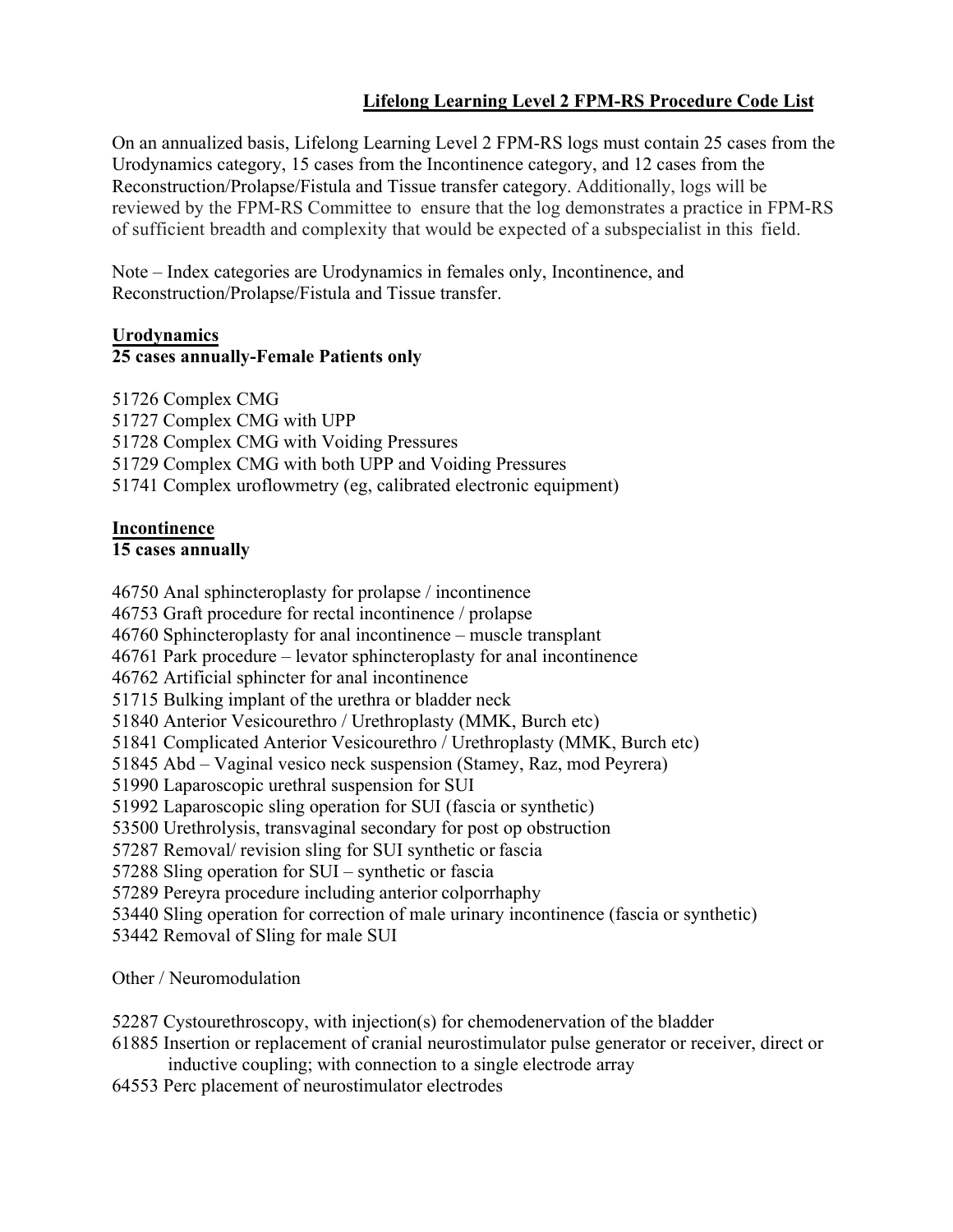# Lifelong Learning Level 2 FPM-RS Procedure Code List

On an annualized basis, Lifelong Learning Level 2 FPM-RS logs must contain 25 cases from the Urodynamics category, 15 cases from the Incontinence category, and 12 cases from the Reconstruction/Prolapse/Fistula and Tissue transfer category. Additionally, logs will be reviewed by the FPM-RS Committee to ensure that the log demonstrates a practice in FPM-RS of sufficient breadth and complexity that would be expected of a subspecialist in this field.

Note – Index categories are Urodynamics in females only, Incontinence, and Reconstruction/Prolapse/Fistula and Tissue transfer.

## Urodynamics

**25 cases annually-Female Patients only**

51726 Complex CMG
51727 Complex CMG with UPP
51728 Complex CMG with Voiding Pressures
51729 Complex CMG with both UPP and Voiding Pressures
51741 Complex uroflowmetry (eg, calibrated electronic equipment)

## Incontinence

**15 cases annually**

46750 Anal sphincteroplasty for prolapse / incontinence
46753 Graft procedure for rectal incontinence / prolapse
46760 Sphincteroplasty for anal incontinence – muscle transplant
46761 Park procedure – levator sphincteroplasty for anal incontinence
46762 Artificial sphincter for anal incontinence
51715 Bulking implant of the urethra or bladder neck
51840 Anterior Vesicourethro / Urethroplasty (MMK, Burch etc)
51841 Complicated Anterior Vesicourethro / Urethroplasty (MMK, Burch etc)
51845 Abd – Vaginal vesico neck suspension (Stamey, Raz, mod Peyrera)
51990 Laparoscopic urethral suspension for SUI
51992 Laparoscopic sling operation for SUI (fascia or synthetic)
53500 Urethrolysis, transvaginal secondary for post op obstruction
57287 Removal/ revision sling for SUI synthetic or fascia
57288 Sling operation for SUI – synthetic or fascia
57289 Pereyra procedure including anterior colporrhaphy
53440 Sling operation for correction of male urinary incontinence (fascia or synthetic)
53442 Removal of Sling for male SUI

Other / Neuromodulation

52287 Cystourethroscopy, with injection(s) for chemodenervation of the bladder
61885 Insertion or replacement of cranial neurostimulator pulse generator or receiver, direct or inductive coupling; with connection to a single electrode array
64553 Perc placement of neurostimulator electrodes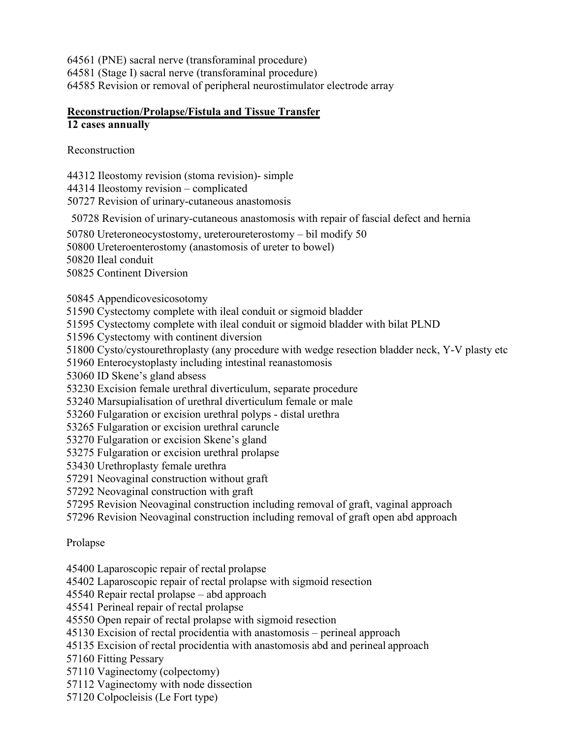64561 (PNE) sacral nerve (transforaminal procedure)
64581 (Stage I) sacral nerve (transforaminal procedure)
64585 Revision or removal of peripheral neurostimulator electrode array

**Reconstruction/Prolapse/Fistula and Tissue Transfer**
**12 cases annually**

Reconstruction

44312 Ileostomy revision (stoma revision)- simple
44314 Ileostomy revision – complicated
50727 Revision of urinary-cutaneous anastomosis
50728 Revision of urinary-cutaneous anastomosis with repair of fascial defect and hernia
50780 Ureteroneocystostomy, ureteroureterostomy – bil modify 50
50800 Ureteroenterostomy (anastomosis of ureter to bowel)
50820 Ileal conduit
50825 Continent Diversion

50845 Appendicovesicosotomy
51590 Cystectomy complete with ileal conduit or sigmoid bladder
51595 Cystectomy complete with ileal conduit or sigmoid bladder with bilat PLND
51596 Cystectomy with continent diversion
51800 Cysto/cystourethroplasty (any procedure with wedge resection bladder neck, Y-V plasty etc
51960 Enterocystoplasty including intestinal reanastomosis
53060 ID Skene's gland absess
53230 Excision female urethral diverticulum, separate procedure
53240 Marsupialisation of urethral diverticulum female or male
53260 Fulgaration or excision urethral polyps - distal urethra
53265 Fulgaration or excision urethral caruncle
53270 Fulgaration or excision Skene's gland
53275 Fulgaration or excision urethral prolapse
53430 Urethroplasty female urethra
57291 Neovaginal construction without graft
57292 Neovaginal construction with graft
57295 Revision Neovaginal construction including removal of graft, vaginal approach
57296 Revision Neovaginal construction including removal of graft open abd approach

Prolapse

45400 Laparoscopic repair of rectal prolapse
45402 Laparoscopic repair of rectal prolapse with sigmoid resection
45540 Repair rectal prolapse – abd approach
45541 Perineal repair of rectal prolapse
45550 Open repair of rectal prolapse with sigmoid resection
45130 Excision of rectal procidentia with anastomosis – perineal approach
45135 Excision of rectal procidentia with anastomosis abd and perineal approach
57160 Fitting Pessary
57110 Vaginectomy (colpectomy)
57112 Vaginectomy with node dissection
57120 Colpocleisis (Le Fort type)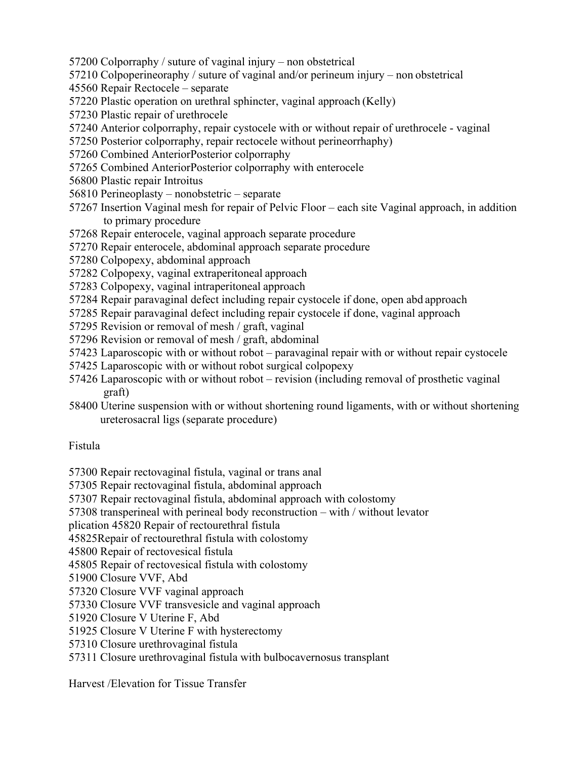57200 Colporraphy / suture of vaginal injury – non obstetrical
57210 Colpoperineoraphy / suture of vaginal and/or perineum injury – non obstetrical
45560 Repair Rectocele – separate
57220 Plastic operation on urethral sphincter, vaginal approach (Kelly)
57230 Plastic repair of urethrocele
57240 Anterior colporraphy, repair cystocele with or without repair of urethrocele - vaginal
57250 Posterior colporraphy, repair rectocele without perineorrhaphy)
57260 Combined AnteriorPosterior colporraphy
57265 Combined AnteriorPosterior colporraphy with enterocele
56800 Plastic repair Introitus
56810 Perineoplasty – nonobstetric – separate
57267 Insertion Vaginal mesh for repair of Pelvic Floor – each site Vaginal approach, in addition to primary procedure
57268 Repair enterocele, vaginal approach separate procedure
57270 Repair enterocele, abdominal approach separate procedure
57280 Colpopexy, abdominal approach
57282 Colpopexy, vaginal extraperitoneal approach
57283 Colpopexy, vaginal intraperitoneal approach
57284 Repair paravaginal defect including repair cystocele if done, open abd approach
57285 Repair paravaginal defect including repair cystocele if done, vaginal approach
57295 Revision or removal of mesh / graft, vaginal
57296 Revision or removal of mesh / graft, abdominal
57423 Laparoscopic with or without robot – paravaginal repair with or without repair cystocele
57425 Laparoscopic with or without robot surgical colpopexy
57426 Laparoscopic with or without robot – revision (including removal of prosthetic vaginal graft)
58400 Uterine suspension with or without shortening round ligaments, with or without shortening ureterosacral ligs (separate procedure)

Fistula

57300 Repair rectovaginal fistula, vaginal or trans anal
57305 Repair rectovaginal fistula, abdominal approach
57307 Repair rectovaginal fistula, abdominal approach with colostomy
57308 transperineal with perineal body reconstruction – with / without levator plication 45820 Repair of rectourethral fistula
45825Repair of rectourethral fistula with colostomy
45800 Repair of rectovesical fistula
45805 Repair of rectovesical fistula with colostomy
51900 Closure VVF, Abd
57320 Closure VVF vaginal approach
57330 Closure VVF transvesicle and vaginal approach
51920 Closure V Uterine F, Abd
51925 Closure V Uterine F with hysterectomy
57310 Closure urethrovaginal fistula
57311 Closure urethrovaginal fistula with bulbocavernosus transplant

Harvest /Elevation for Tissue Transfer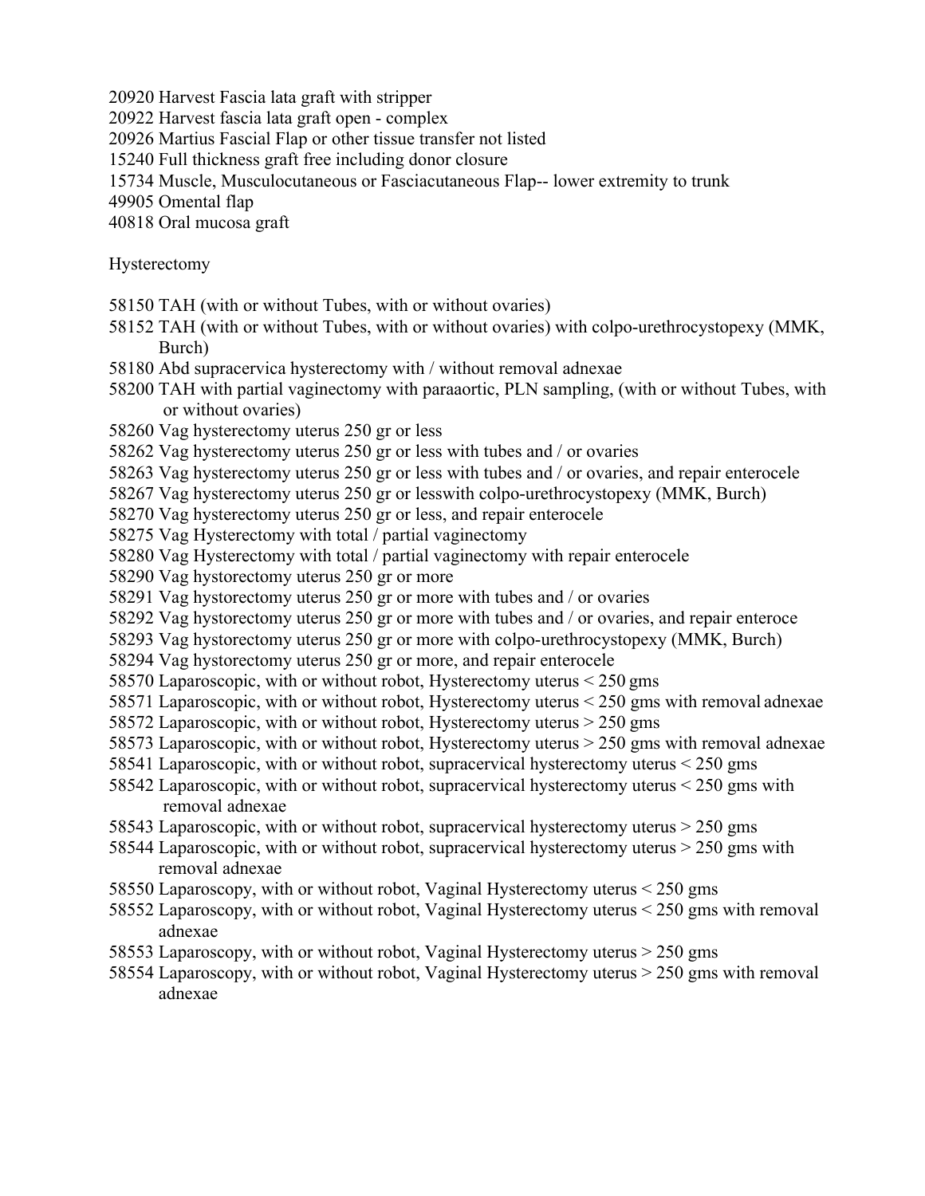20920 Harvest Fascia lata graft with stripper
20922 Harvest fascia lata graft open - complex
20926 Martius Fascial Flap or other tissue transfer not listed
15240 Full thickness graft free including donor closure
15734 Muscle, Musculocutaneous or Fasciacutaneous Flap-- lower extremity to trunk
49905 Omental flap
40818 Oral mucosa graft

Hysterectomy

58150 TAH (with or without Tubes, with or without ovaries)
58152 TAH (with or without Tubes, with or without ovaries) with colpo-urethrocystopexy (MMK, Burch)
58180 Abd supracervica hysterectomy with / without removal adnexae
58200 TAH with partial vaginectomy with paraaortic, PLN sampling, (with or without Tubes, with or without ovaries)
58260 Vag hysterectomy uterus 250 gr or less
58262 Vag hysterectomy uterus 250 gr or less with tubes and / or ovaries
58263 Vag hysterectomy uterus 250 gr or less with tubes and / or ovaries, and repair enterocele
58267 Vag hysterectomy uterus 250 gr or lesswith colpo-urethrocystopexy (MMK, Burch)
58270 Vag hysterectomy uterus 250 gr or less, and repair enterocele
58275 Vag Hysterectomy with total / partial vaginectomy
58280 Vag Hysterectomy with total / partial vaginectomy with repair enterocele
58290 Vag hystorectomy uterus 250 gr or more
58291 Vag hystorectomy uterus 250 gr or more with tubes and / or ovaries
58292 Vag hystorectomy uterus 250 gr or more with tubes and / or ovaries, and repair enteroce
58293 Vag hystorectomy uterus 250 gr or more with colpo-urethrocystopexy (MMK, Burch)
58294 Vag hystorectomy uterus 250 gr or more, and repair enterocele
58570 Laparoscopic, with or without robot, Hysterectomy uterus < 250 gms
58571 Laparoscopic, with or without robot, Hysterectomy uterus < 250 gms with removal adnexae
58572 Laparoscopic, with or without robot, Hysterectomy uterus > 250 gms
58573 Laparoscopic, with or without robot, Hysterectomy uterus > 250 gms with removal adnexae
58541 Laparoscopic, with or without robot, supracervical hysterectomy uterus < 250 gms
58542 Laparoscopic, with or without robot, supracervical hysterectomy uterus < 250 gms with removal adnexae
58543 Laparoscopic, with or without robot, supracervical hysterectomy uterus > 250 gms
58544 Laparoscopic, with or without robot, supracervical hysterectomy uterus > 250 gms with removal adnexae
58550 Laparoscopy, with or without robot, Vaginal Hysterectomy uterus < 250 gms
58552 Laparoscopy, with or without robot, Vaginal Hysterectomy uterus < 250 gms with removal adnexae
58553 Laparoscopy, with or without robot, Vaginal Hysterectomy uterus > 250 gms
58554 Laparoscopy, with or without robot, Vaginal Hysterectomy uterus > 250 gms with removal adnexae